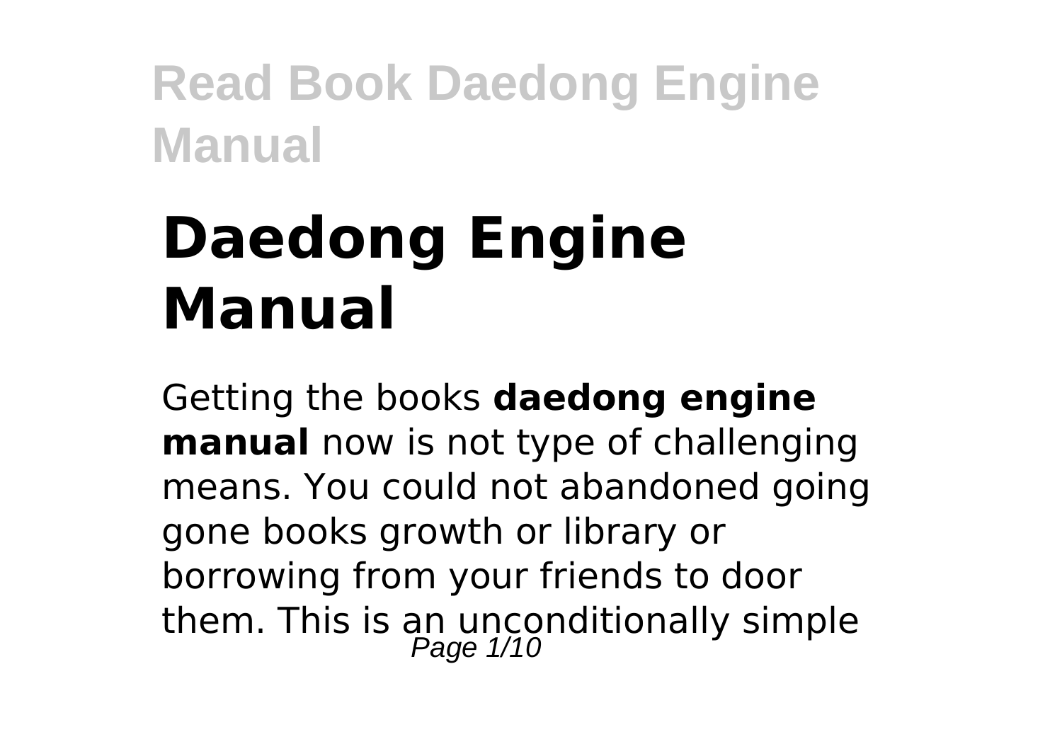# Daedong Engine Manual

Getting the books **daedong engine manual** now is not type of challenging means. You could not abandoned going gone books growth or library or borrowing from your friends to door them. This is an unconditionally simple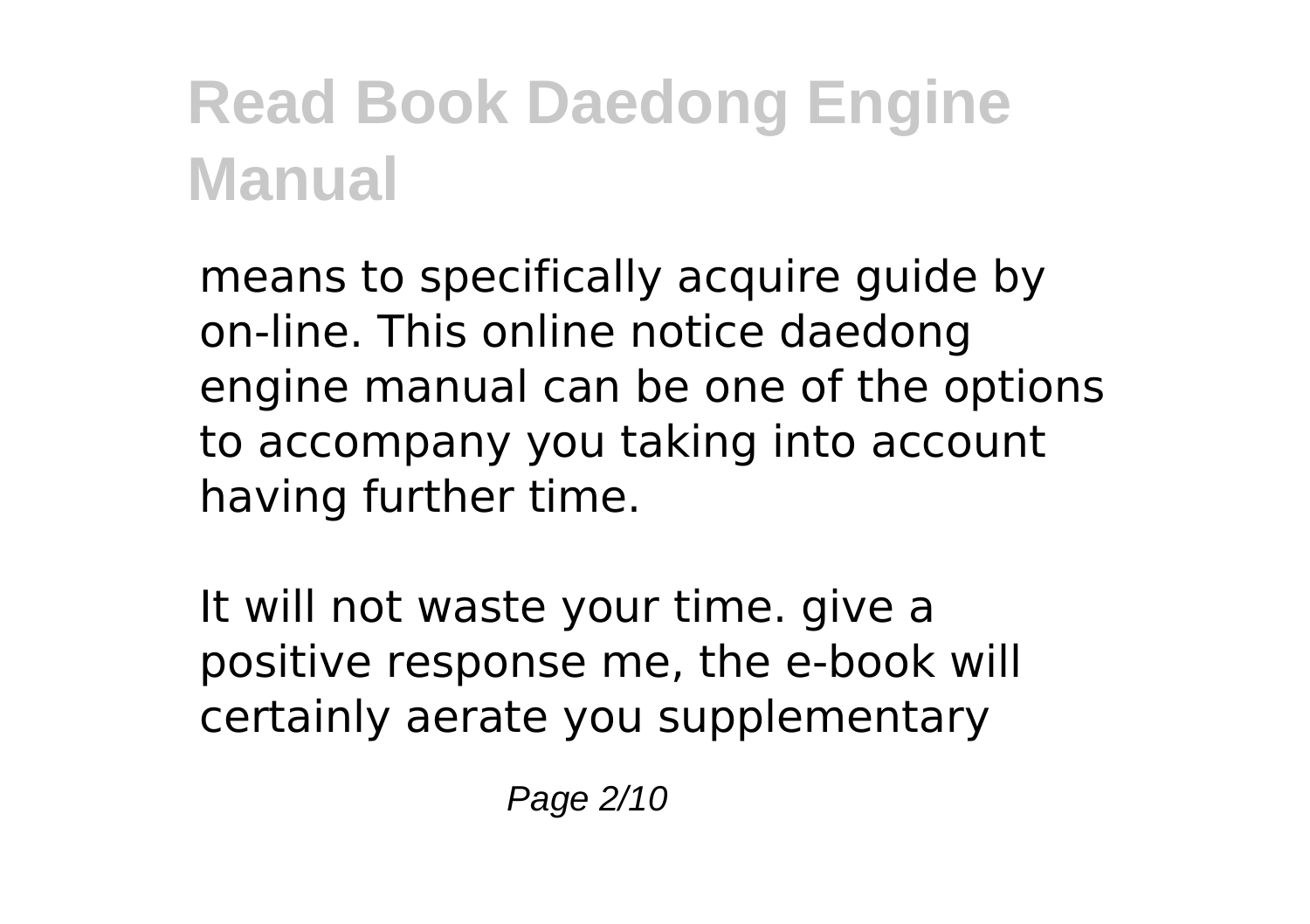means to specifically acquire guide by on-line. This online notice daedong engine manual can be one of the options to accompany you taking into account having further time.

It will not waste your time. give a positive response me, the e-book will certainly aerate you supplementary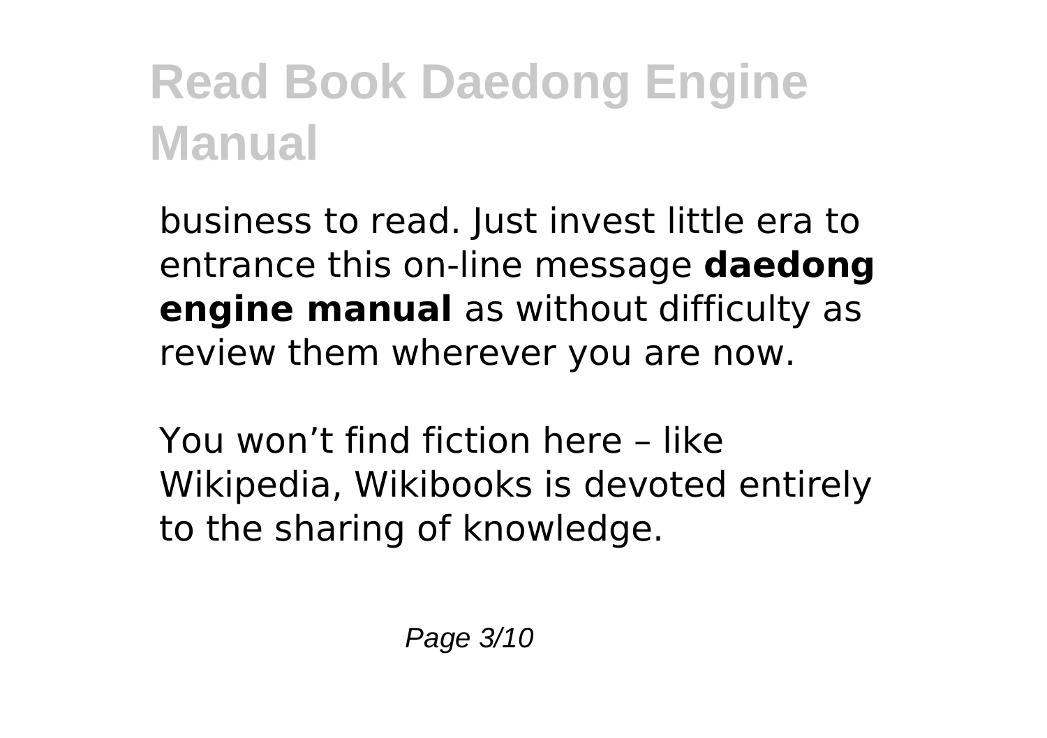business to read. Just invest little era to entrance this on-line message **daedong engine manual** as without difficulty as review them wherever you are now.

You won’t find fiction here – like Wikipedia, Wikibooks is devoted entirely to the sharing of knowledge.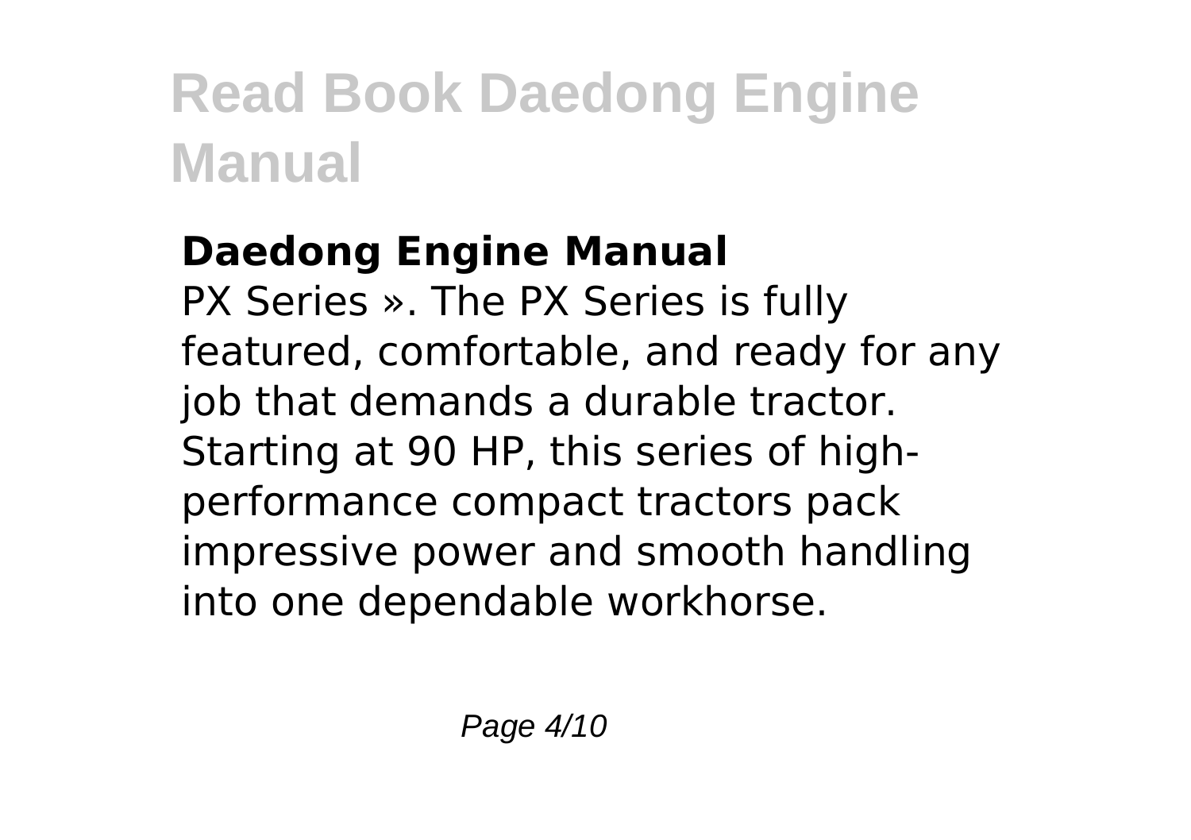### Daedong Engine Manual

PX Series ». The PX Series is fully featured, comfortable, and ready for any job that demands a durable tractor. Starting at 90 HP, this series of high-performance compact tractors pack impressive power and smooth handling into one dependable workhorse.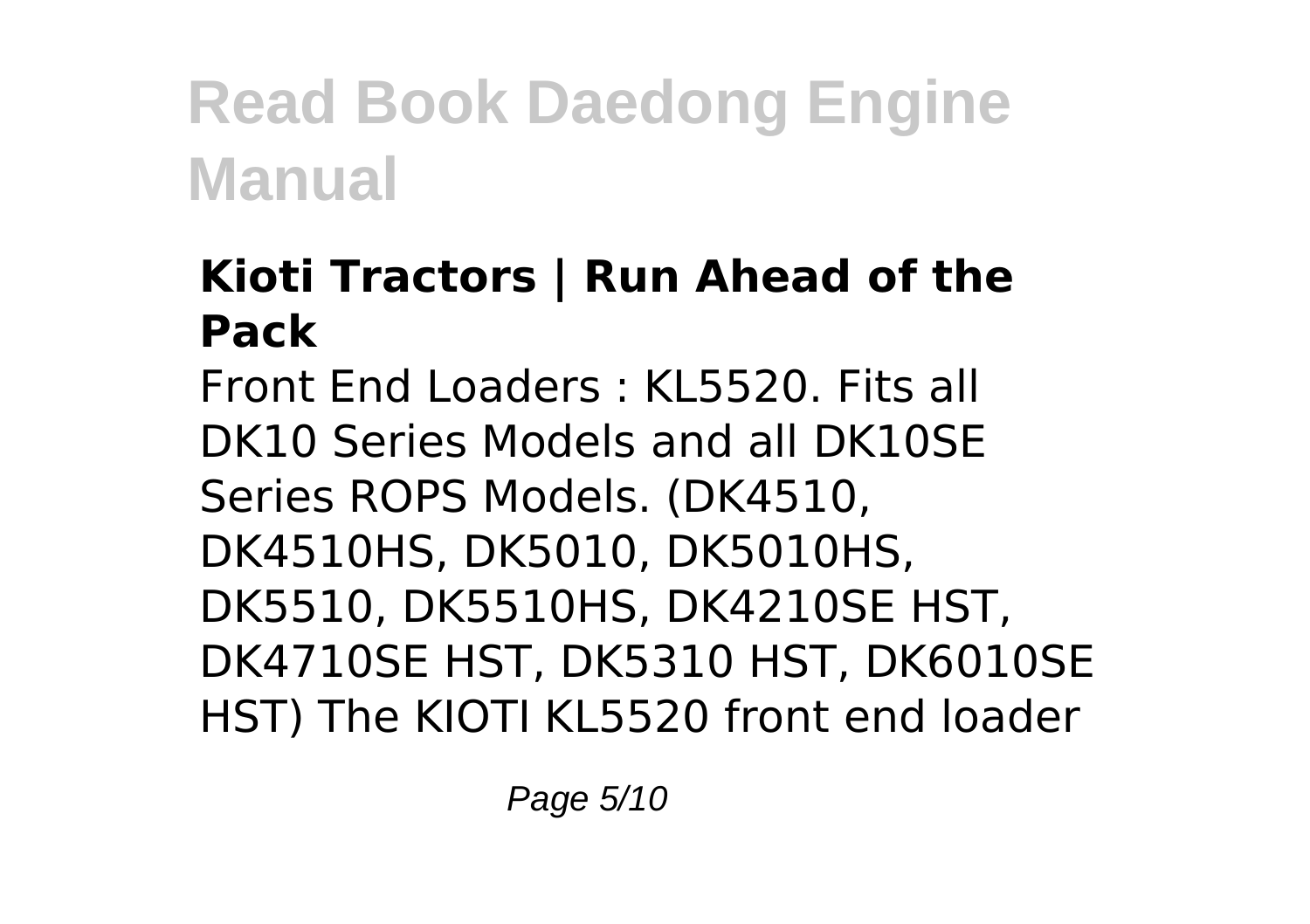### Kioti Tractors | Run Ahead of the Pack

Front End Loaders : KL5520. Fits all DK10 Series Models and all DK10SE Series ROPS Models. (DK4510, DK4510HS, DK5010, DK5010HS, DK5510, DK5510HS, DK4210SE HST, DK4710SE HST, DK5310 HST, DK6010SE HST) The KIOTI KL5520 front end loader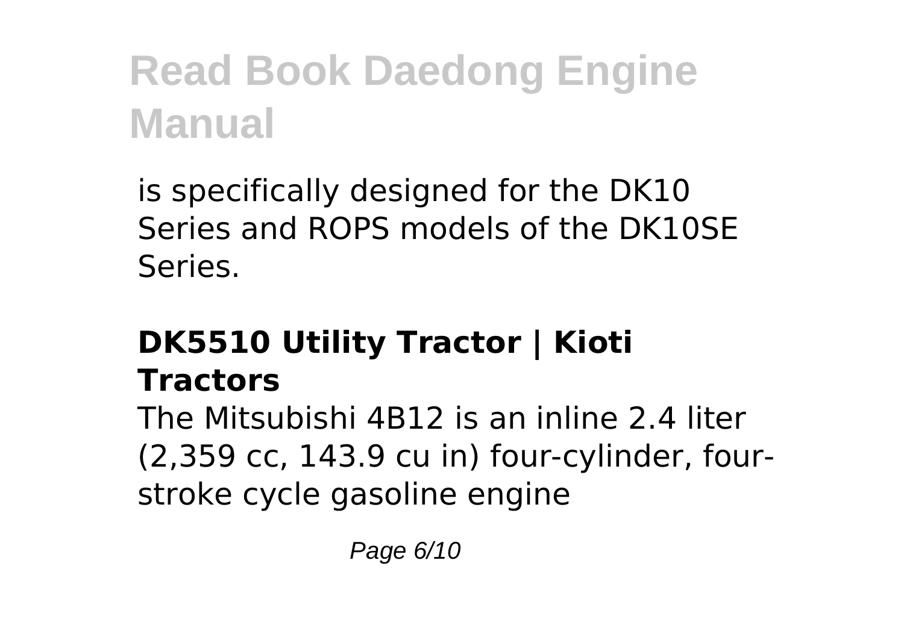is specifically designed for the DK10 Series and ROPS models of the DK10SE Series.

## DK5510 Utility Tractor | Kioti Tractors

The Mitsubishi 4B12 is an inline 2.4 liter (2,359 cc, 143.9 cu in) four-cylinder, four-stroke cycle gasoline engine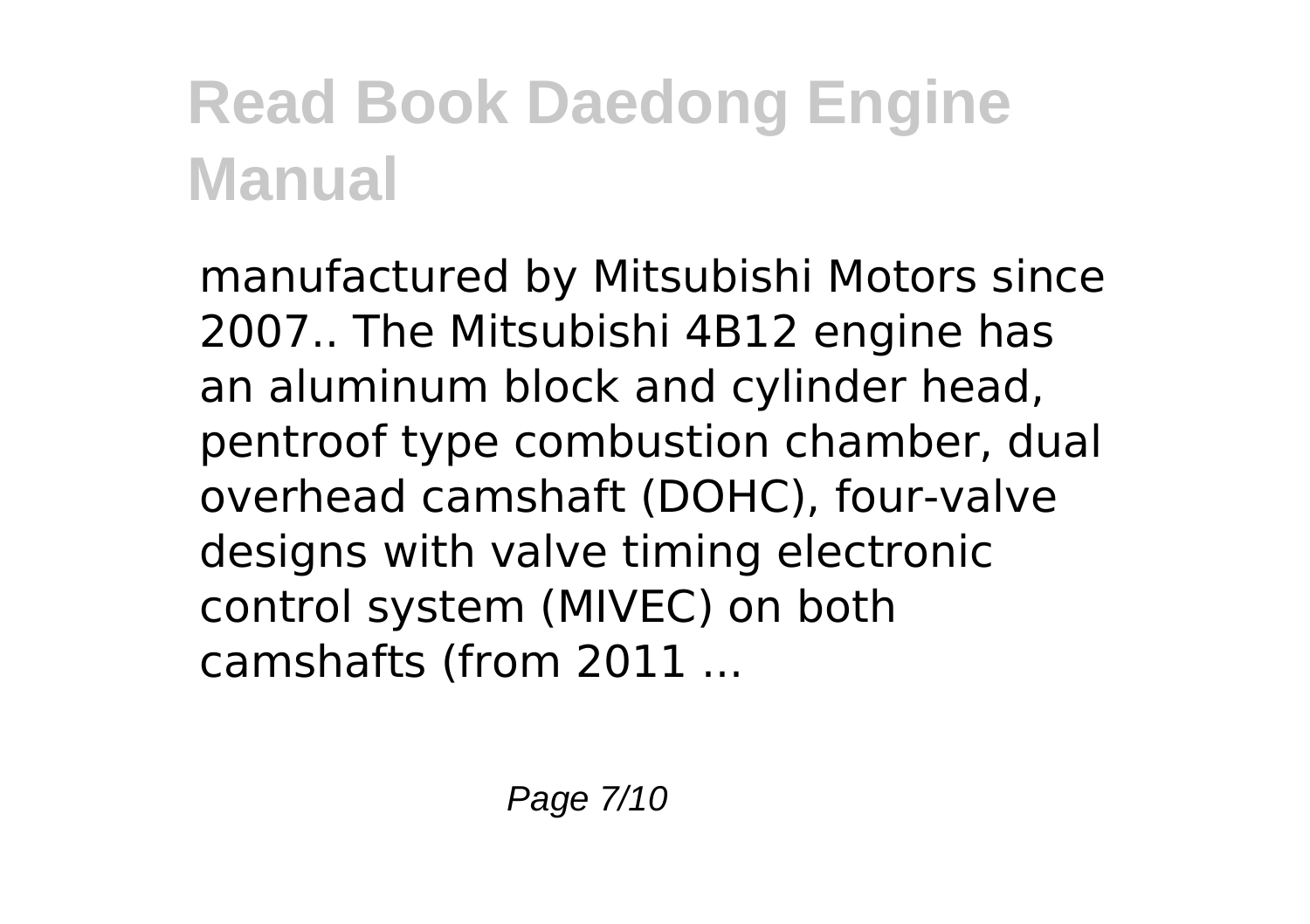# Read Book Daedong Engine Manual

manufactured by Mitsubishi Motors since 2007.. The Mitsubishi 4B12 engine has an aluminum block and cylinder head, pentroof type combustion chamber, dual overhead camshaft (DOHC), four-valve designs with valve timing electronic control system (MIVEC) on both camshafts (from 2011 ...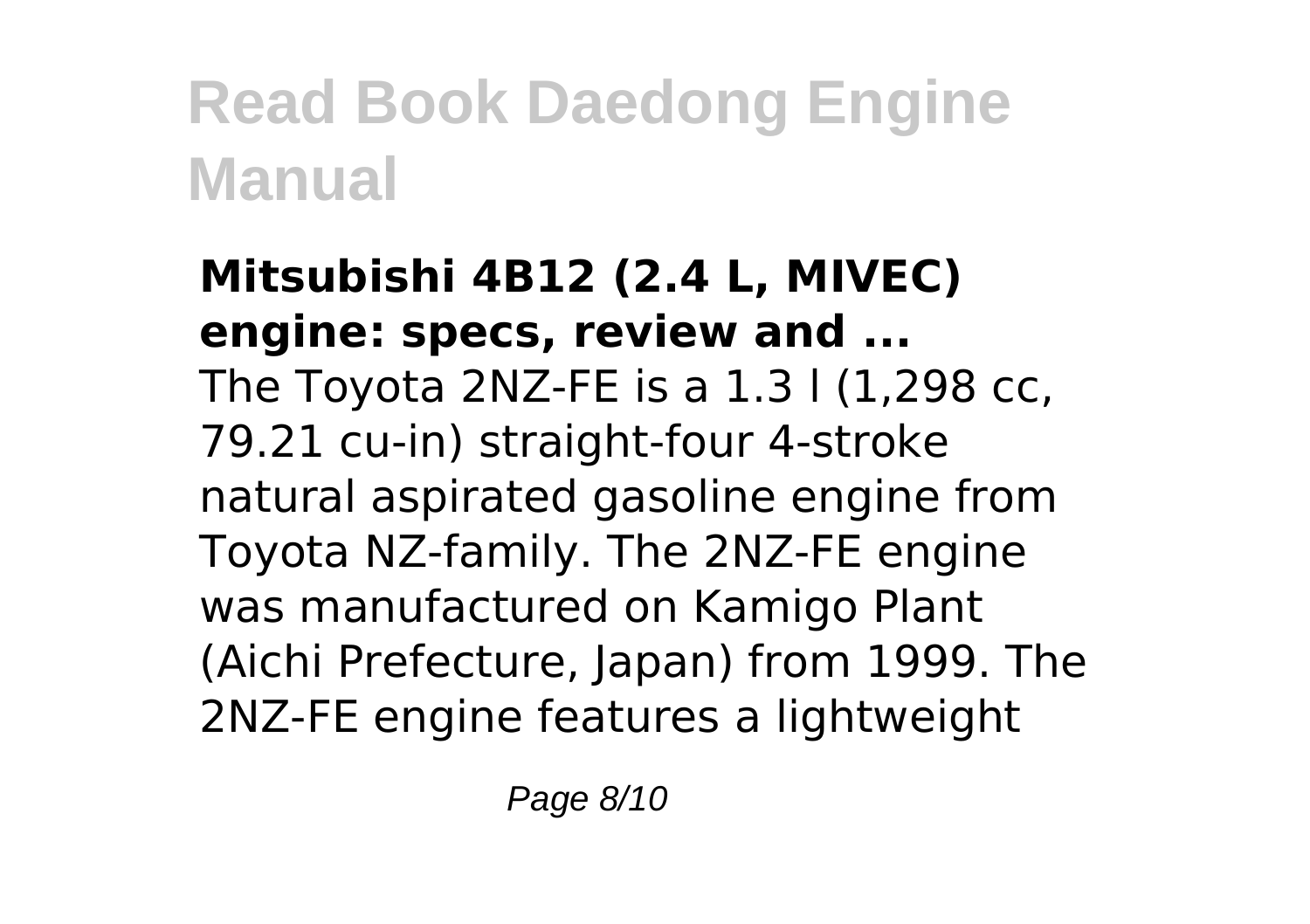**Mitsubishi 4B12 (2.4 L, MIVEC) engine: specs, review and ...**

The Toyota 2NZ-FE is a 1.3 l (1,298 cc, 79.21 cu-in) straight-four 4-stroke natural aspirated gasoline engine from Toyota NZ-family. The 2NZ-FE engine was manufactured on Kamigo Plant (Aichi Prefecture, Japan) from 1999. The 2NZ-FE engine features a lightweight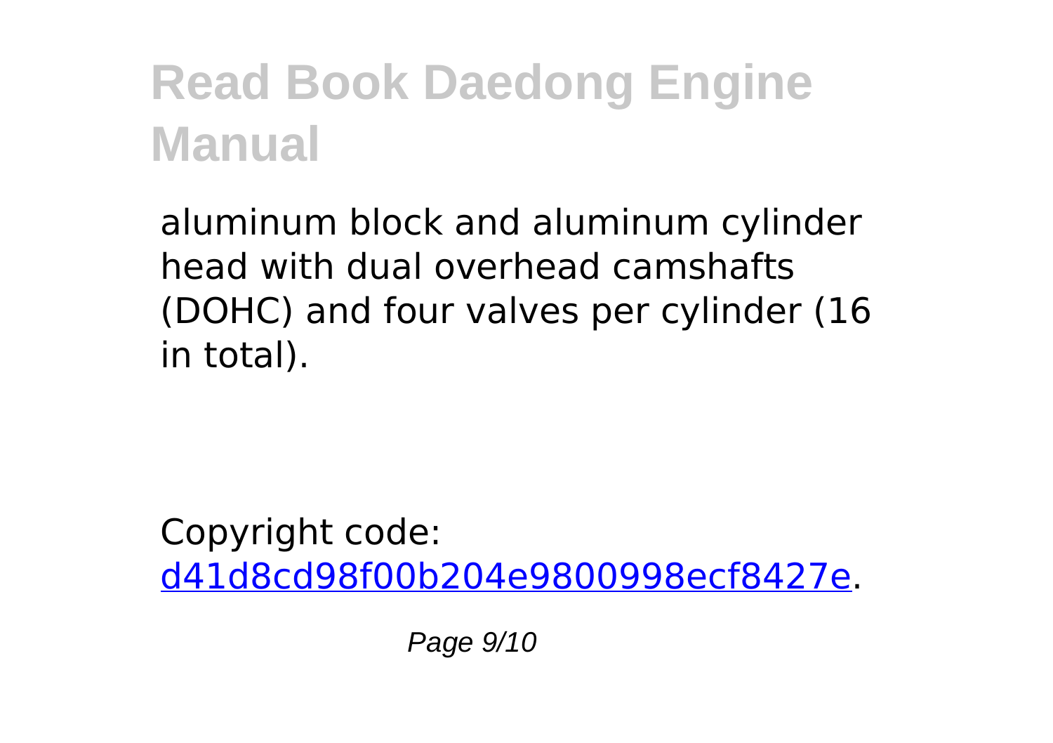aluminum block and aluminum cylinder head with dual overhead camshafts (DOHC) and four valves per cylinder (16 in total).

Copyright code: [d41d8cd98f00b204e9800998ecf8427e](d41d8cd98f00b204e9800998ecf8427e).